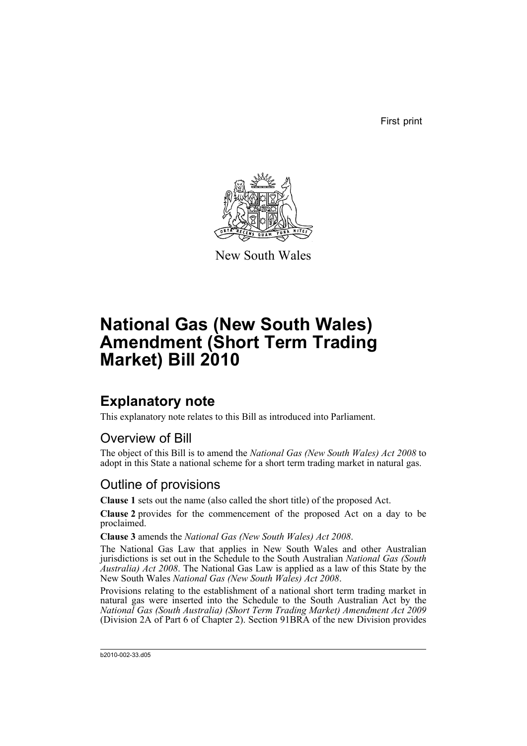First print

New South Wales

# National Gas (New South Wales) Amendment (Short Term Trading Market) Bill 2010

## Explanatory note

This explanatory note relates to this Bill as introduced into Parliament.

### Overview of Bill

The object of this Bill is to amend the *National Gas (New South Wales) Act 2008* to adopt in this State a national scheme for a short term trading market in natural gas.

### Outline of provisions

**Clause 1** sets out the name (also called the short title) of the proposed Act.

**Clause 2** provides for the commencement of the proposed Act on a day to be proclaimed.

**Clause 3** amends the *National Gas (New South Wales) Act 2008*.

The National Gas Law that applies in New South Wales and other Australian jurisdictions is set out in the Schedule to the South Australian *National Gas (South Australia) Act 2008*. The National Gas Law is applied as a law of this State by the New South Wales *National Gas (New South Wales) Act 2008*.

Provisions relating to the establishment of a national short term trading market in natural gas were inserted into the Schedule to the South Australian Act by the *National Gas (South Australia) (Short Term Trading Market) Amendment Act 2009* (Division 2A of Part 6 of Chapter 2). Section 91BRA of the new Division provides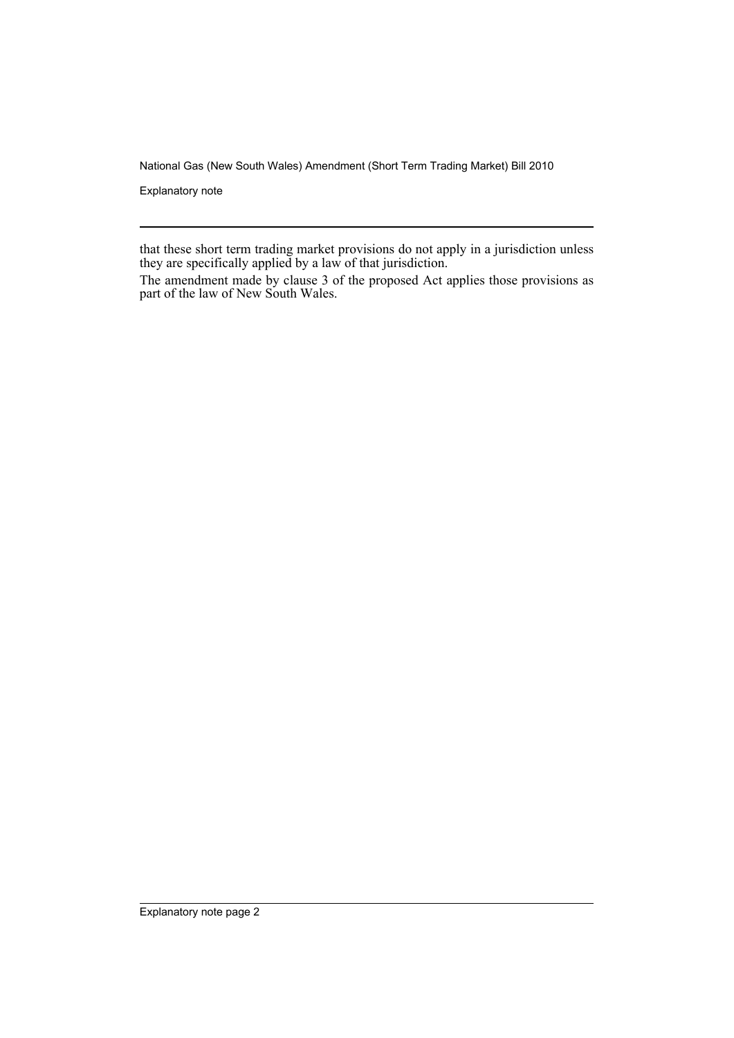that these short term trading market provisions do not apply in a jurisdiction unless they are specifically applied by a law of that jurisdiction.

The amendment made by clause 3 of the proposed Act applies those provisions as part of the law of New South Wales.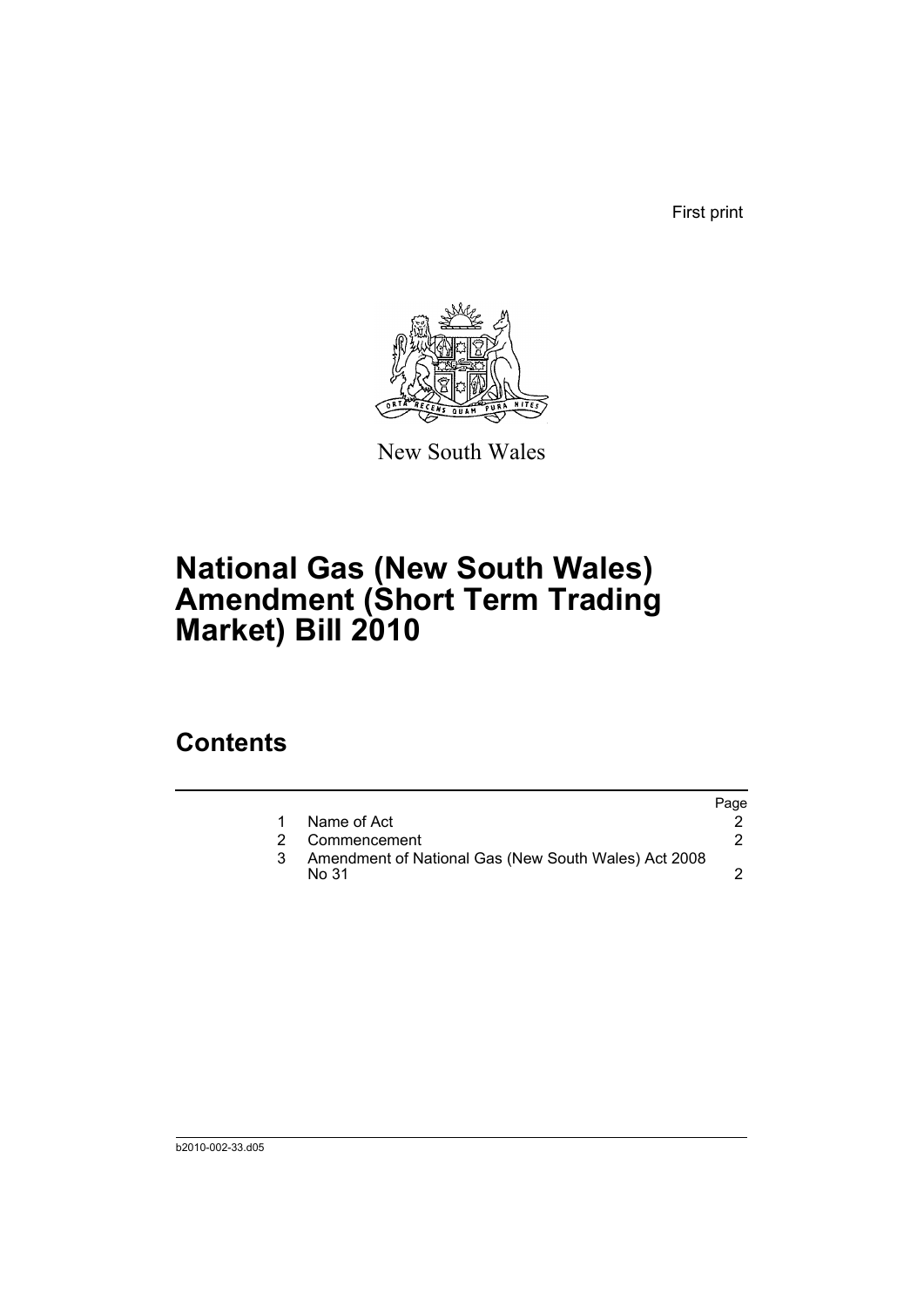First print

New South Wales

# National Gas (New South Wales) Amendment (Short Term Trading Market) Bill 2010

## Contents

| | | Page |
|---|---|---|
| 1 | Name of Act | 2 |
| 2 | Commencement | 2 |
| 3 | Amendment of National Gas (New South Wales) Act 2008 No 31 | 2 |

b2010-002-33.d05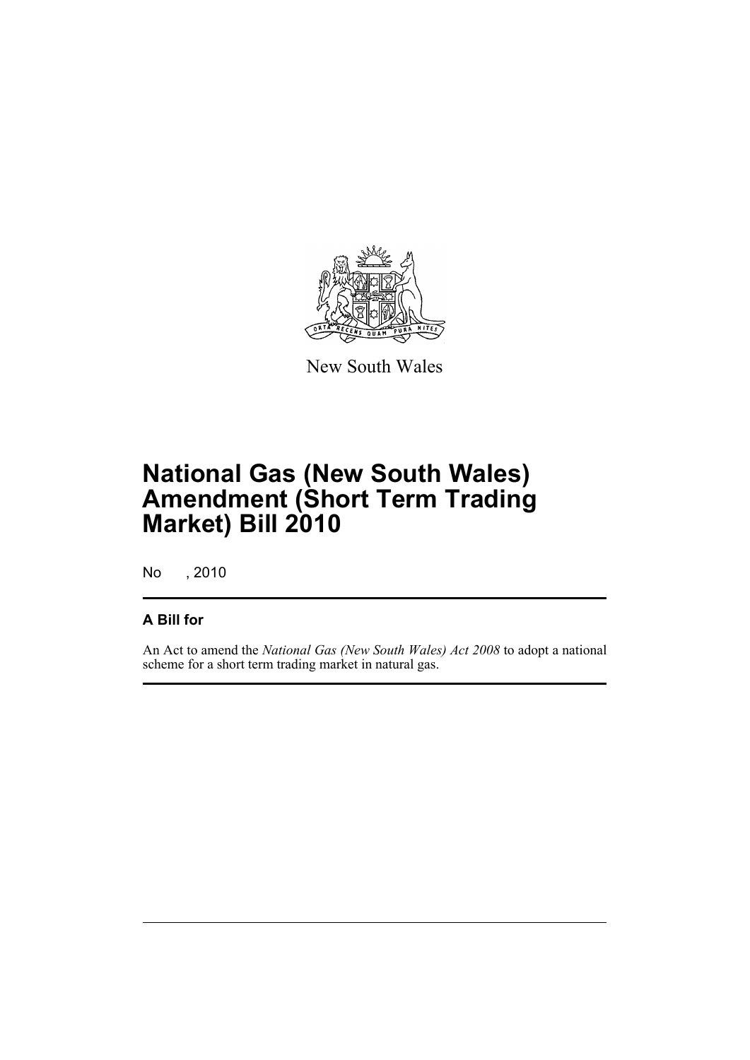New South Wales

# National Gas (New South Wales) Amendment (Short Term Trading Market) Bill 2010

No , 2010

## A Bill for

An Act to amend the *National Gas (New South Wales) Act 2008* to adopt a national scheme for a short term trading market in natural gas.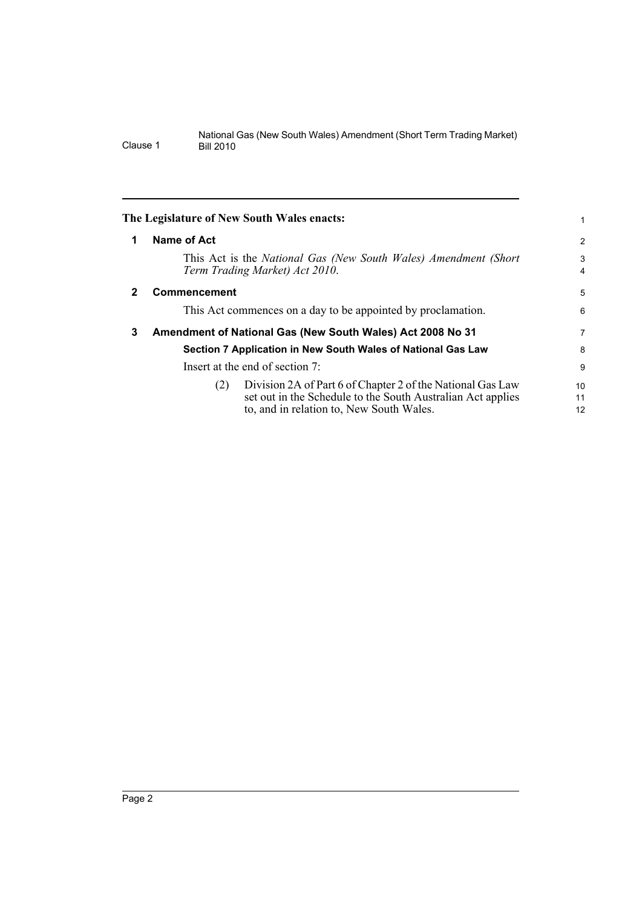**The Legislature of New South Wales enacts:**

## 1 Name of Act

This Act is the *National Gas (New South Wales) Amendment (Short Term Trading Market) Act 2010*.

## 2 Commencement

This Act commences on a day to be appointed by proclamation.

## 3 Amendment of National Gas (New South Wales) Act 2008 No 31

**Section 7 Application in New South Wales of National Gas Law**

Insert at the end of section 7:

(2) Division 2A of Part 6 of Chapter 2 of the National Gas Law set out in the Schedule to the South Australian Act applies to, and in relation to, New South Wales.